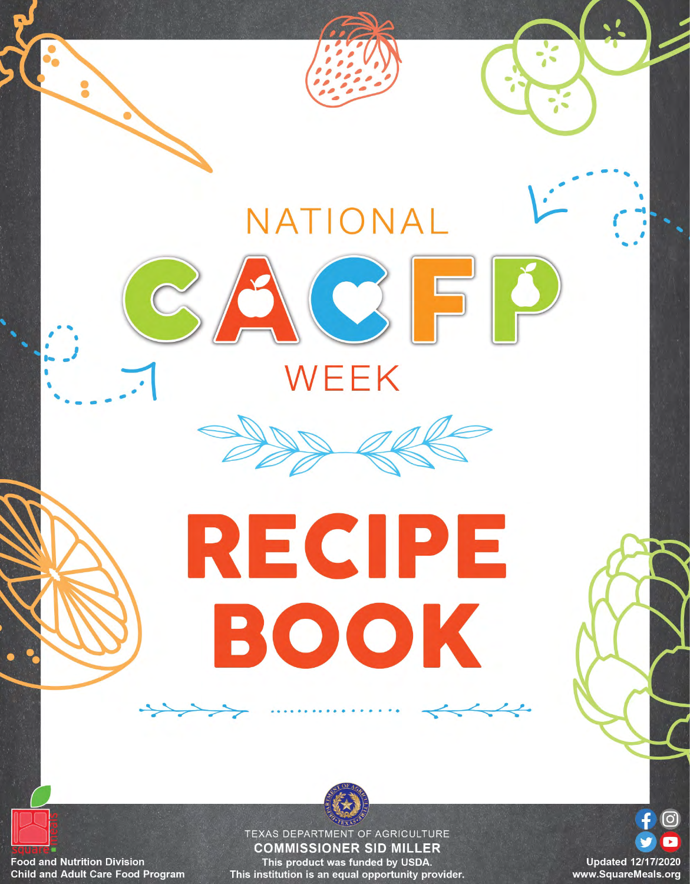# NATIONAL CACFP WEEK

# RECIPE BOOK

Food and Nutrition Division
Child and Adult Care Food Program

TEXAS DEPARTMENT OF AGRICULTURE
**COMMISSIONER SID MILLER**
This product was funded by USDA.
This institution is an equal opportunity provider.

Updated 12/17/2020
www.SquareMeals.org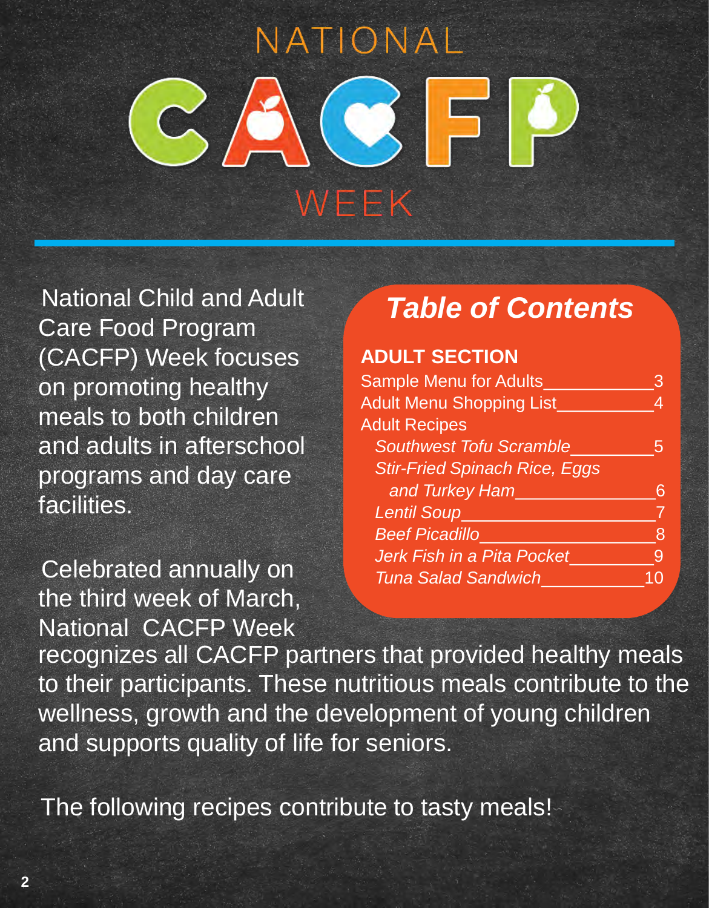# NATIONAL CACFP WEEK

National Child and Adult Care Food Program (CACFP) Week focuses on promoting healthy meals to both children and adults in afterschool programs and day care facilities.

## Table of Contents

### ADULT SECTION

Sample Menu for Adults___________3
Adult Menu Shopping List_________4
Adult Recipes
- *Southwest Tofu Scramble________5*
- *Stir-Fried Spinach Rice, Eggs and Turkey Ham______________6*
- *Lentil Soup___________________7*
- *Beef Picadillo_________________8*
- *Jerk Fish in a Pita Pocket________9*
- *Tuna Salad Sandwich__________10*

Celebrated annually on the third week of March, National CACFP Week recognizes all CACFP partners that provided healthy meals to their participants. These nutritious meals contribute to the wellness, growth and the development of young children and supports quality of life for seniors.

The following recipes contribute to tasty meals!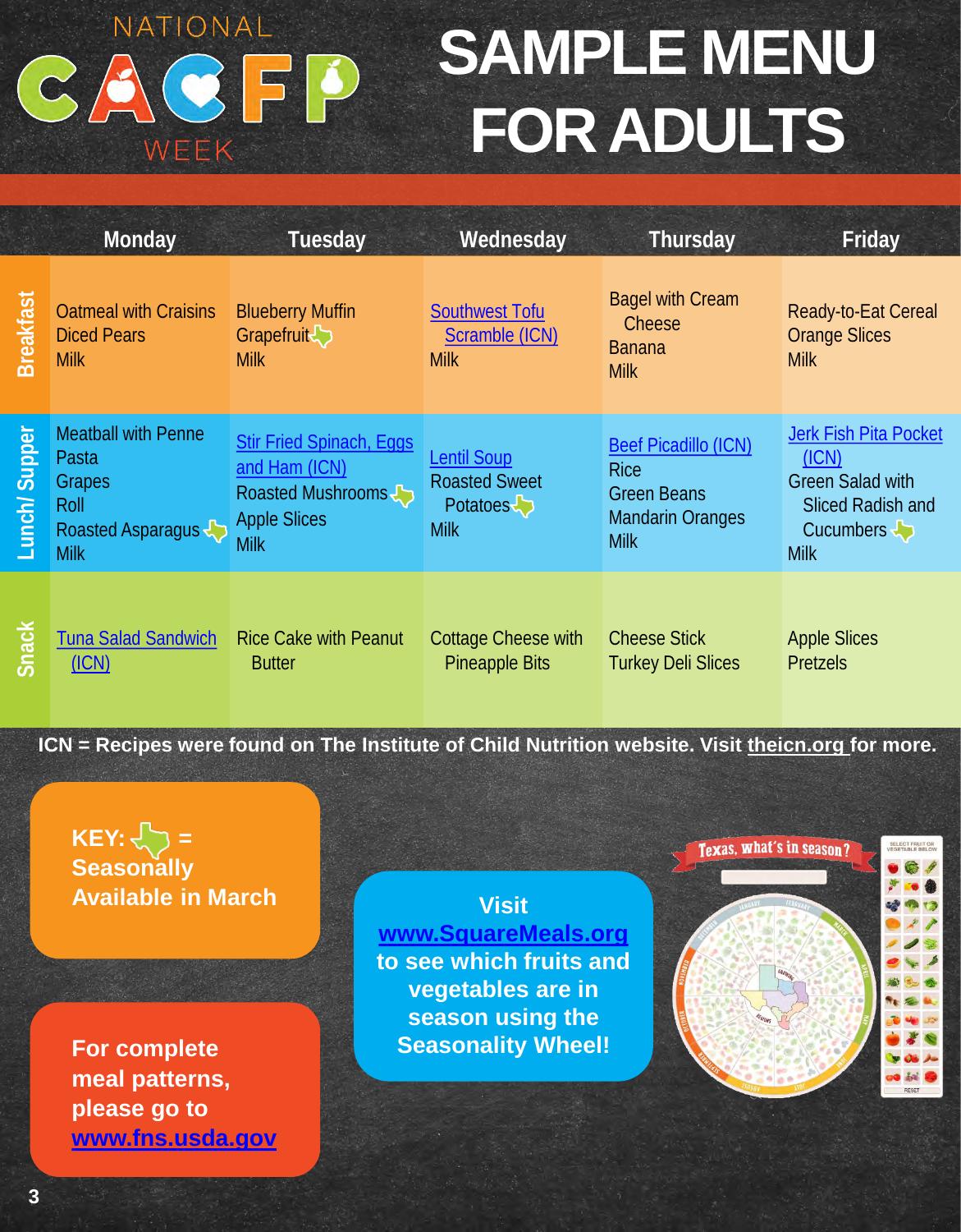NATIONAL CACFP WEEK

# SAMPLE MENU FOR ADULTS

| | Monday | Tuesday | Wednesday | Thursday | Friday |
|---|---|---|---|---|---|
| **Breakfast** | Oatmeal with Craisins<br>Diced Pears<br>Milk | Blueberry Muffin<br>Grapefruit<br>Milk | Southwest Tofu Scramble (ICN)<br>Milk | Bagel with Cream Cheese<br>Banana<br>Milk | Ready-to-Eat Cereal<br>Orange Slices<br>Milk |
| **Lunch/ Supper** | Meatball with Penne Pasta<br>Grapes<br>Roll<br>Roasted Asparagus<br>Milk | Stir Fried Spinach, Eggs and Ham (ICN)<br>Roasted Mushrooms<br>Apple Slices<br>Milk | Lentil Soup<br>Roasted Sweet Potatoes<br>Milk | Beef Picadillo (ICN)<br>Rice<br>Green Beans<br>Mandarin Oranges<br>Milk | Jerk Fish Pita Pocket (ICN)<br>Green Salad with Sliced Radish and Cucumbers<br>Milk |
| **Snack** | Tuna Salad Sandwich (ICN) | Rice Cake with Peanut Butter | Cottage Cheese with Pineapple Bits | Cheese Stick<br>Turkey Deli Slices | Apple Slices<br>Pretzels |

**ICN = Recipes were found on The Institute of Child Nutrition website. Visit theicn.org for more.**

**KEY: [Texas icon] = Seasonally Available in March**

**For complete meal patterns, please go to www.fns.usda.gov**

**Visit www.SquareMeals.org to see which fruits and vegetables are in season using the Seasonality Wheel!**

Texas, what's in season?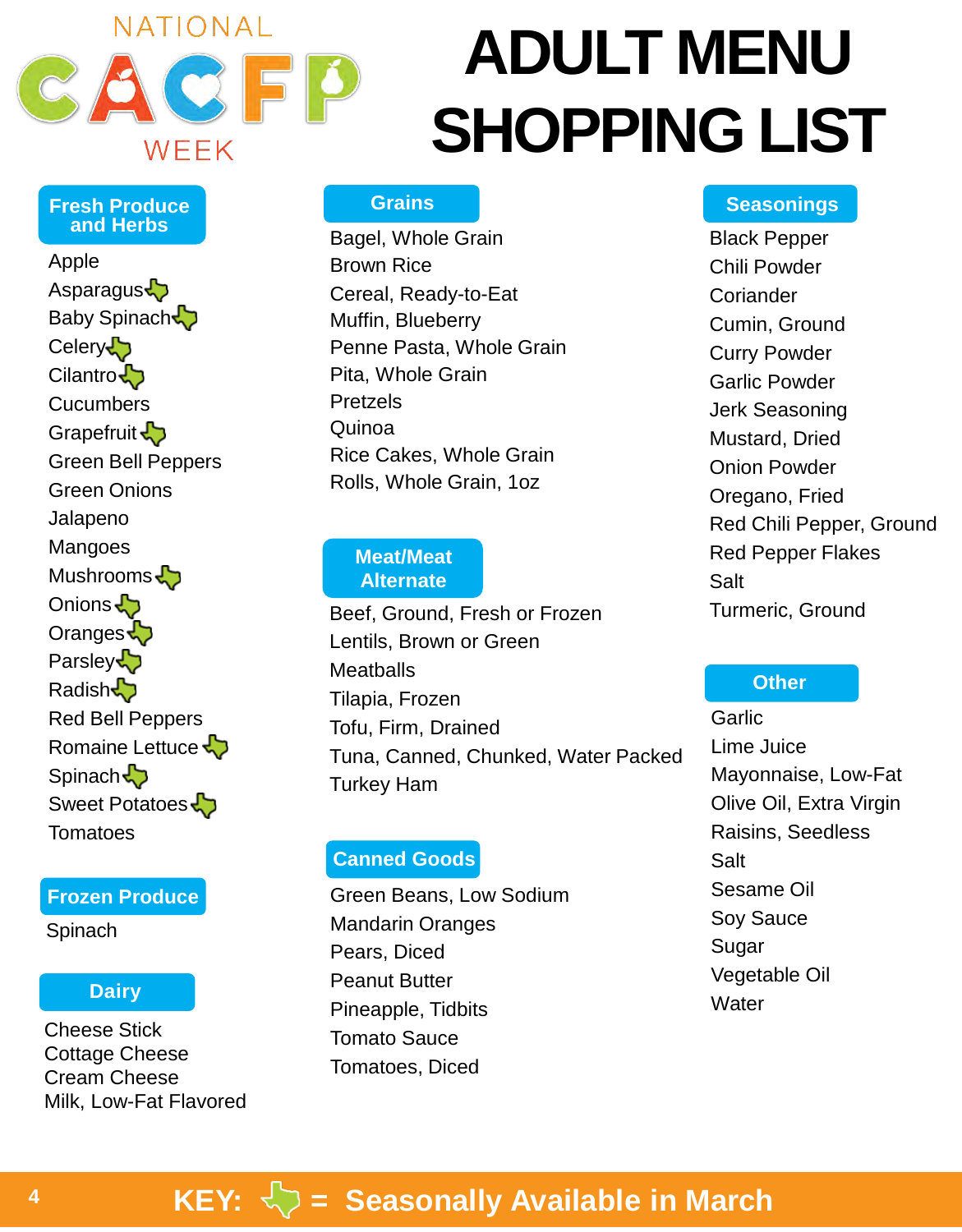NATIONAL CACFP WEEK

# ADULT MENU SHOPPING LIST

## Fresh Produce and Herbs

- Apple
- Asparagus 🌵
- Baby Spinach 🌵
- Celery 🌵
- Cilantro 🌵
- Cucumbers
- Grapefruit 🌵
- Green Bell Peppers
- Green Onions
- Jalapeno
- Mangoes
- Mushrooms 🌵
- Onions 🌵
- Oranges 🌵
- Parsley 🌵
- Radish 🌵
- Red Bell Peppers
- Romaine Lettuce 🌵
- Spinach 🌵
- Sweet Potatoes 🌵
- Tomatoes

## Frozen Produce

- Spinach

## Dairy

- Cheese Stick
- Cottage Cheese
- Cream Cheese
- Milk, Low-Fat Flavored

## Grains

- Bagel, Whole Grain
- Brown Rice
- Cereal, Ready-to-Eat
- Muffin, Blueberry
- Penne Pasta, Whole Grain
- Pita, Whole Grain
- Pretzels
- Quinoa
- Rice Cakes, Whole Grain
- Rolls, Whole Grain, 1oz

## Meat/Meat Alternate

- Beef, Ground, Fresh or Frozen
- Lentils, Brown or Green
- Meatballs
- Tilapia, Frozen
- Tofu, Firm, Drained
- Tuna, Canned, Chunked, Water Packed
- Turkey Ham

## Canned Goods

- Green Beans, Low Sodium
- Mandarin Oranges
- Pears, Diced
- Peanut Butter
- Pineapple, Tidbits
- Tomato Sauce
- Tomatoes, Diced

## Seasonings

- Black Pepper
- Chili Powder
- Coriander
- Cumin, Ground
- Curry Powder
- Garlic Powder
- Jerk Seasoning
- Mustard, Dried
- Onion Powder
- Oregano, Fried
- Red Chili Pepper, Ground
- Red Pepper Flakes
- Salt
- Turmeric, Ground

## Other

- Garlic
- Lime Juice
- Mayonnaise, Low-Fat
- Olive Oil, Extra Virgin
- Raisins, Seedless
- Salt
- Sesame Oil
- Soy Sauce
- Sugar
- Vegetable Oil
- Water

**KEY: 🌵 = Seasonally Available in March**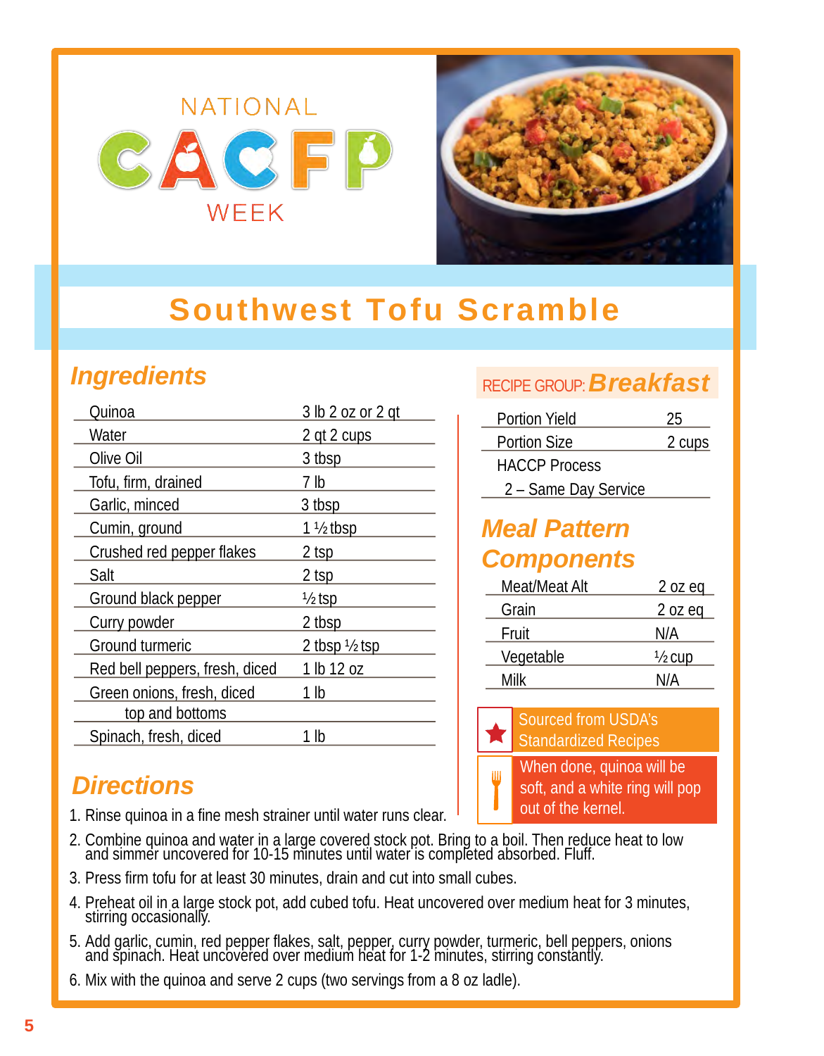NATIONAL CACFP WEEK

# Southwest Tofu Scramble

## Ingredients

| Ingredient | Amount |
|---|---|
| Quinoa | 3 lb 2 oz or 2 qt |
| Water | 2 qt 2 cups |
| Olive Oil | 3 tbsp |
| Tofu, firm, drained | 7 lb |
| Garlic, minced | 3 tbsp |
| Cumin, ground | 1 ½ tbsp |
| Crushed red pepper flakes | 2 tsp |
| Salt | 2 tsp |
| Ground black pepper | ½ tsp |
| Curry powder | 2 tbsp |
| Ground turmeric | 2 tbsp ½ tsp |
| Red bell peppers, fresh, diced | 1 lb 12 oz |
| Green onions, fresh, diced top and bottoms | 1 lb |
| Spinach, fresh, diced | 1 lb |

RECIPE GROUP: ***Breakfast***

| | |
|---|---|
| Portion Yield | 25 |
| Portion Size | 2 cups |
| HACCP Process 2 – Same Day Service | |

## Meal Pattern Components

| Component | Amount |
|---|---|
| Meat/Meat Alt | 2 oz eq |
| Grain | 2 oz eq |
| Fruit | N/A |
| Vegetable | ½ cup |
| Milk | N/A |

Sourced from USDA's Standardized Recipes

When done, quinoa will be soft, and a white ring will pop out of the kernel.

## Directions

1. Rinse quinoa in a fine mesh strainer until water runs clear.
2. Combine quinoa and water in a large covered stock pot. Bring to a boil. Then reduce heat to low and simmer uncovered for 10-15 minutes until water is completed absorbed. Fluff.
3. Press firm tofu for at least 30 minutes, drain and cut into small cubes.
4. Preheat oil in a large stock pot, add cubed tofu. Heat uncovered over medium heat for 3 minutes, stirring occasionally.
5. Add garlic, cumin, red pepper flakes, salt, pepper, curry powder, turmeric, bell peppers, onions and spinach. Heat uncovered over medium heat for 1-2 minutes, stirring constantly.
6. Mix with the quinoa and serve 2 cups (two servings from a 8 oz ladle).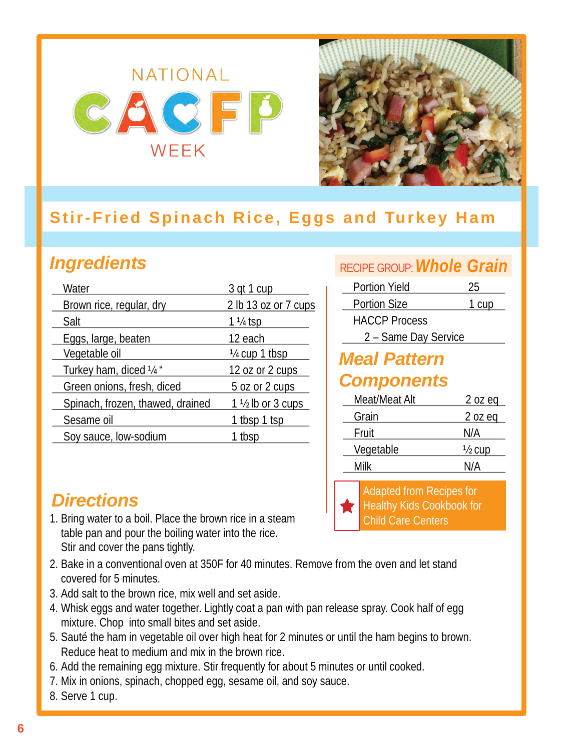NATIONAL CACFP WEEK

# Stir-Fried Spinach Rice, Eggs and Turkey Ham

## Ingredients

| Ingredient | Amount |
|---|---|
| Water | 3 qt 1 cup |
| Brown rice, regular, dry | 2 lb 13 oz or 7 cups |
| Salt | 1 ¼ tsp |
| Eggs, large, beaten | 12 each |
| Vegetable oil | ¼ cup 1 tbsp |
| Turkey ham, diced ¼ " | 12 oz or 2 cups |
| Green onions, fresh, diced | 5 oz or 2 cups |
| Spinach, frozen, thawed, drained | 1 ½ lb or 3 cups |
| Sesame oil | 1 tbsp 1 tsp |
| Soy sauce, low-sodium | 1 tbsp |

RECIPE GROUP: ***Whole Grain***

| | |
|---|---|
| Portion Yield | 25 |
| Portion Size | 1 cup |

HACCP Process
2 – Same Day Service

## Meal Pattern Components

| Component | Amount |
|---|---|
| Meat/Meat Alt | 2 oz eq |
| Grain | 2 oz eq |
| Fruit | N/A |
| Vegetable | ½ cup |
| Milk | N/A |

Adapted from Recipes for Healthy Kids Cookbook for Child Care Centers

## Directions

1. Bring water to a boil. Place the brown rice in a steam table pan and pour the boiling water into the rice. Stir and cover the pans tightly.
2. Bake in a conventional oven at 350F for 40 minutes. Remove from the oven and let stand covered for 5 minutes.
3. Add salt to the brown rice, mix well and set aside.
4. Whisk eggs and water together. Lightly coat a pan with pan release spray. Cook half of egg mixture. Chop into small bites and set aside.
5. Sauté the ham in vegetable oil over high heat for 2 minutes or until the ham begins to brown. Reduce heat to medium and mix in the brown rice.
6. Add the remaining egg mixture. Stir frequently for about 5 minutes or until cooked.
7. Mix in onions, spinach, chopped egg, sesame oil, and soy sauce.
8. Serve 1 cup.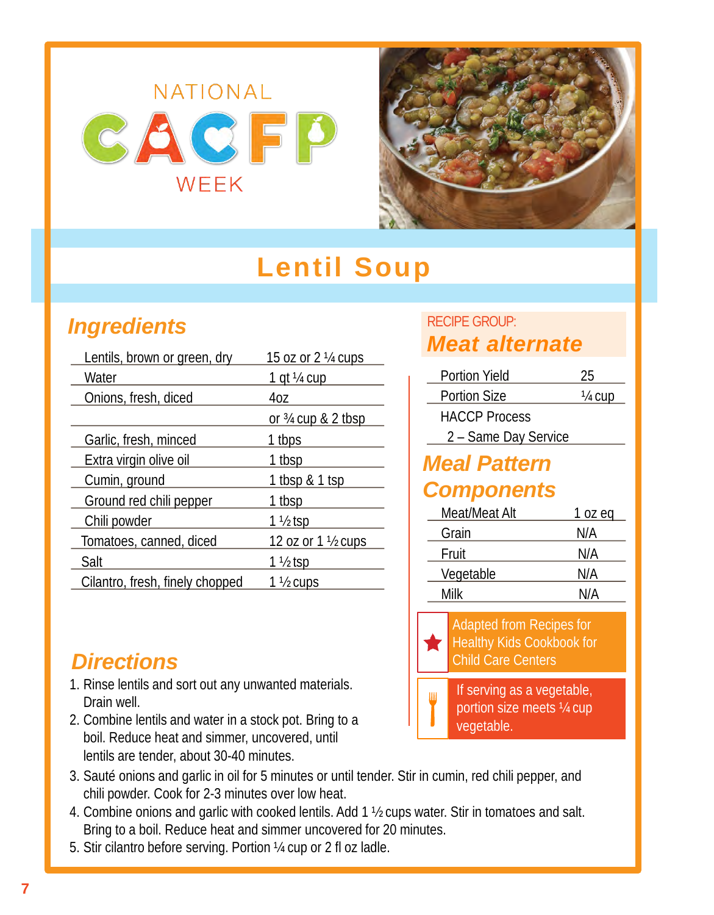NATIONAL CACFP WEEK

# Lentil Soup

## Ingredients

| | |
|---|---|
| Lentils, brown or green, dry | 15 oz or 2 ¼ cups |
| Water | 1 qt ¼ cup |
| Onions, fresh, diced | 4oz |
| | or ¾ cup & 2 tbsp |
| Garlic, fresh, minced | 1 tbps |
| Extra virgin olive oil | 1 tbsp |
| Cumin, ground | 1 tbsp & 1 tsp |
| Ground red chili pepper | 1 tbsp |
| Chili powder | 1 ½ tsp |
| Tomatoes, canned, diced | 12 oz or 1 ½ cups |
| Salt | 1 ½ tsp |
| Cilantro, fresh, finely chopped | 1 ½ cups |

RECIPE GROUP:

## Meat alternate

| | |
|---|---|
| Portion Yield | 25 |
| Portion Size | ¼ cup |
| HACCP Process | |
| 2 – Same Day Service | |

## Meal Pattern Components

| | |
|---|---|
| Meat/Meat Alt | 1 oz eq |
| Grain | N/A |
| Fruit | N/A |
| Vegetable | N/A |
| Milk | N/A |

Adapted from Recipes for Healthy Kids Cookbook for Child Care Centers

If serving as a vegetable, portion size meets ¼ cup vegetable.

## Directions

1. Rinse lentils and sort out any unwanted materials. Drain well.
2. Combine lentils and water in a stock pot. Bring to a boil. Reduce heat and simmer, uncovered, until lentils are tender, about 30-40 minutes.
3. Sauté onions and garlic in oil for 5 minutes or until tender. Stir in cumin, red chili pepper, and chili powder. Cook for 2-3 minutes over low heat.
4. Combine onions and garlic with cooked lentils. Add 1 ½ cups water. Stir in tomatoes and salt. Bring to a boil. Reduce heat and simmer uncovered for 20 minutes.
5. Stir cilantro before serving. Portion ¼ cup or 2 fl oz ladle.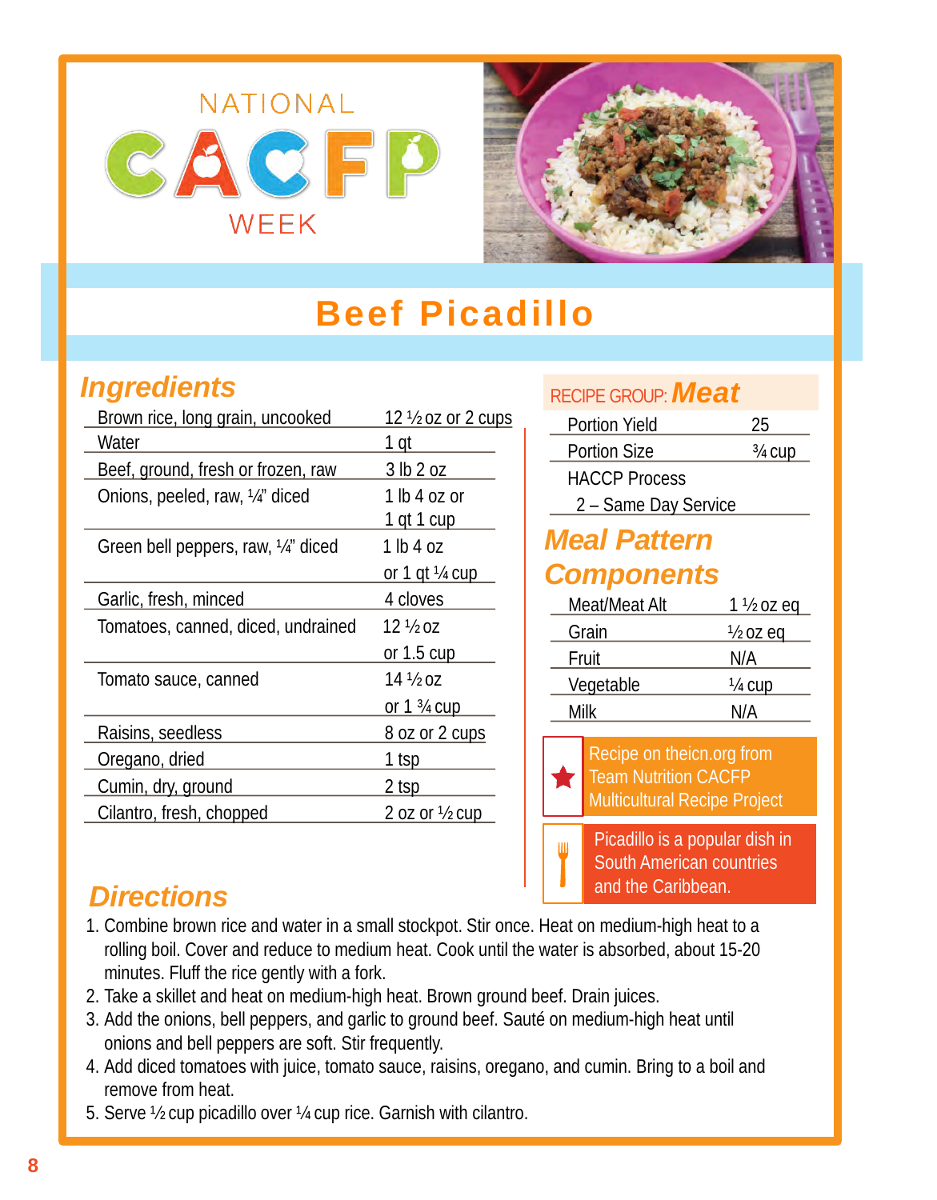NATIONAL CACFP WEEK

# Beef Picadillo

## Ingredients

| Ingredient | Amount |
|---|---|
| Brown rice, long grain, uncooked | 12 ½ oz or 2 cups |
| Water | 1 qt |
| Beef, ground, fresh or frozen, raw | 3 lb 2 oz |
| Onions, peeled, raw, ¼" diced | 1 lb 4 oz or 1 qt 1 cup |
| Green bell peppers, raw, ¼" diced | 1 lb 4 oz or 1 qt ¼ cup |
| Garlic, fresh, minced | 4 cloves |
| Tomatoes, canned, diced, undrained | 12 ½ oz or 1.5 cup |
| Tomato sauce, canned | 14 ½ oz or 1 ¾ cup |
| Raisins, seedless | 8 oz or 2 cups |
| Oregano, dried | 1 tsp |
| Cumin, dry, ground | 2 tsp |
| Cilantro, fresh, chopped | 2 oz or ½ cup |

RECIPE GROUP: **Meat**

| | |
|---|---|
| Portion Yield | 25 |
| Portion Size | ¾ cup |
| HACCP Process | 2 – Same Day Service |

## Meal Pattern Components

| Component | Amount |
|---|---|
| Meat/Meat Alt | 1 ½ oz eq |
| Grain | ½ oz eq |
| Fruit | N/A |
| Vegetable | ¼ cup |
| Milk | N/A |

Recipe on theicn.org from Team Nutrition CACFP Multicultural Recipe Project

Picadillo is a popular dish in South American countries and the Caribbean.

## Directions

1. Combine brown rice and water in a small stockpot. Stir once. Heat on medium-high heat to a rolling boil. Cover and reduce to medium heat. Cook until the water is absorbed, about 15-20 minutes. Fluff the rice gently with a fork.
2. Take a skillet and heat on medium-high heat. Brown ground beef. Drain juices.
3. Add the onions, bell peppers, and garlic to ground beef. Sauté on medium-high heat until onions and bell peppers are soft. Stir frequently.
4. Add diced tomatoes with juice, tomato sauce, raisins, oregano, and cumin. Bring to a boil and remove from heat.
5. Serve ½ cup picadillo over ¼ cup rice. Garnish with cilantro.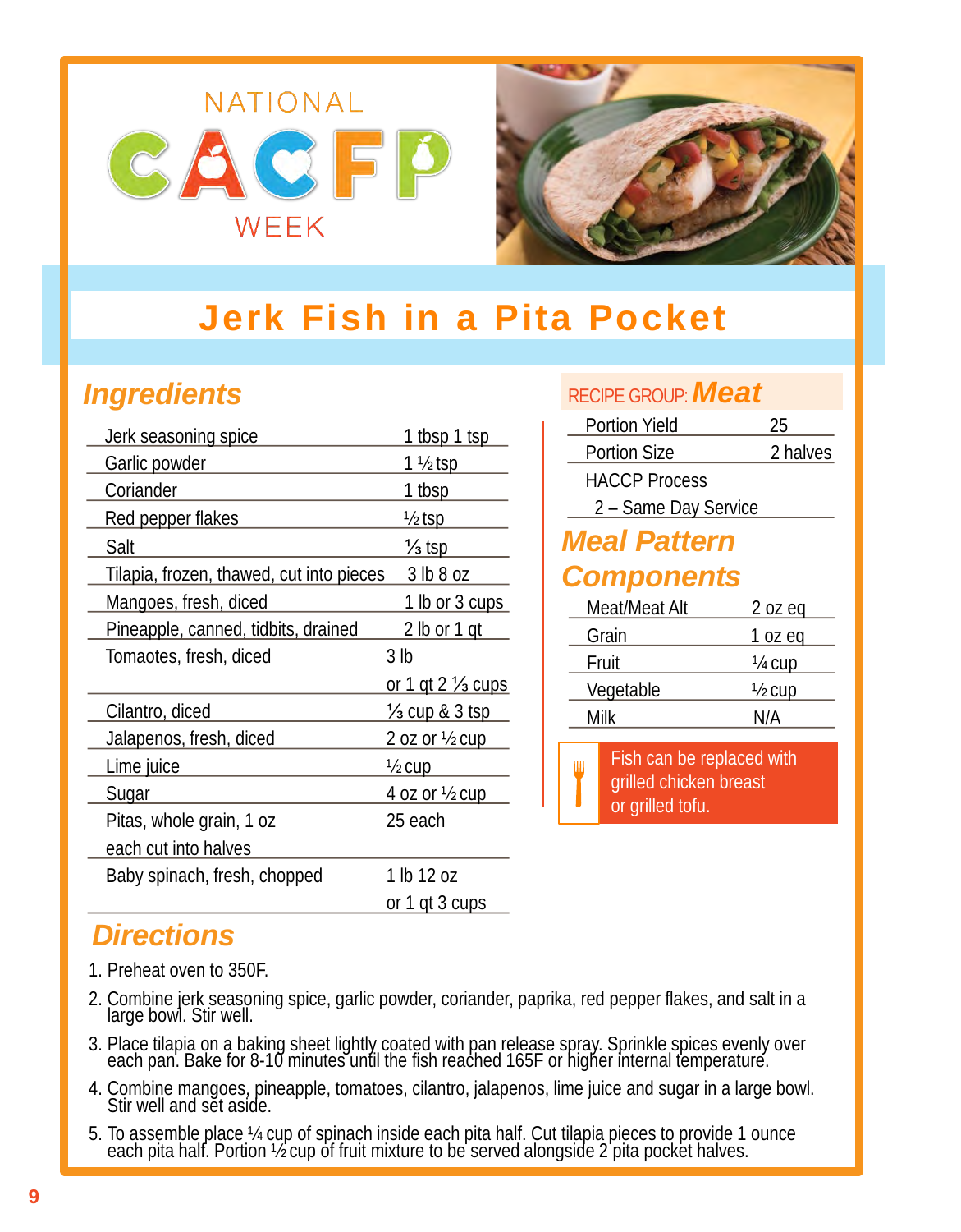NATIONAL CACFP WEEK

# Jerk Fish in a Pita Pocket

## Ingredients

| Ingredient | Amount |
|---|---|
| Jerk seasoning spice | 1 tbsp 1 tsp |
| Garlic powder | 1 ½ tsp |
| Coriander | 1 tbsp |
| Red pepper flakes | ½ tsp |
| Salt | ⅓ tsp |
| Tilapia, frozen, thawed, cut into pieces | 3 lb 8 oz |
| Mangoes, fresh, diced | 1 lb or 3 cups |
| Pineapple, canned, tidbits, drained | 2 lb or 1 qt |
| Tomatoes, fresh, diced | 3 lb or 1 qt 2 ⅓ cups |
| Cilantro, diced | ⅓ cup & 3 tsp |
| Jalapenos, fresh, diced | 2 oz or ½ cup |
| Lime juice | ½ cup |
| Sugar | 4 oz or ½ cup |
| Pitas, whole grain, 1 oz each cut into halves | 25 each |
| Baby spinach, fresh, chopped | 1 lb 12 oz or 1 qt 3 cups |

RECIPE GROUP: **Meat**

| | |
|---|---|
| Portion Yield | 25 |
| Portion Size | 2 halves |
| HACCP Process 2 – Same Day Service | |

## Meal Pattern Components

| | |
|---|---|
| Meat/Meat Alt | 2 oz eq |
| Grain | 1 oz eq |
| Fruit | ¼ cup |
| Vegetable | ½ cup |
| Milk | N/A |

Fish can be replaced with grilled chicken breast or grilled tofu.

## Directions

1. Preheat oven to 350F.
2. Combine jerk seasoning spice, garlic powder, coriander, paprika, red pepper flakes, and salt in a large bowl. Stir well.
3. Place tilapia on a baking sheet lightly coated with pan release spray. Sprinkle spices evenly over each pan. Bake for 8-10 minutes until the fish reached 165F or higher internal temperature.
4. Combine mangoes, pineapple, tomatoes, cilantro, jalapenos, lime juice and sugar in a large bowl. Stir well and set aside.
5. To assemble place ¼ cup of spinach inside each pita half. Cut tilapia pieces to provide 1 ounce each pita half. Portion ½ cup of fruit mixture to be served alongside 2 pita pocket halves.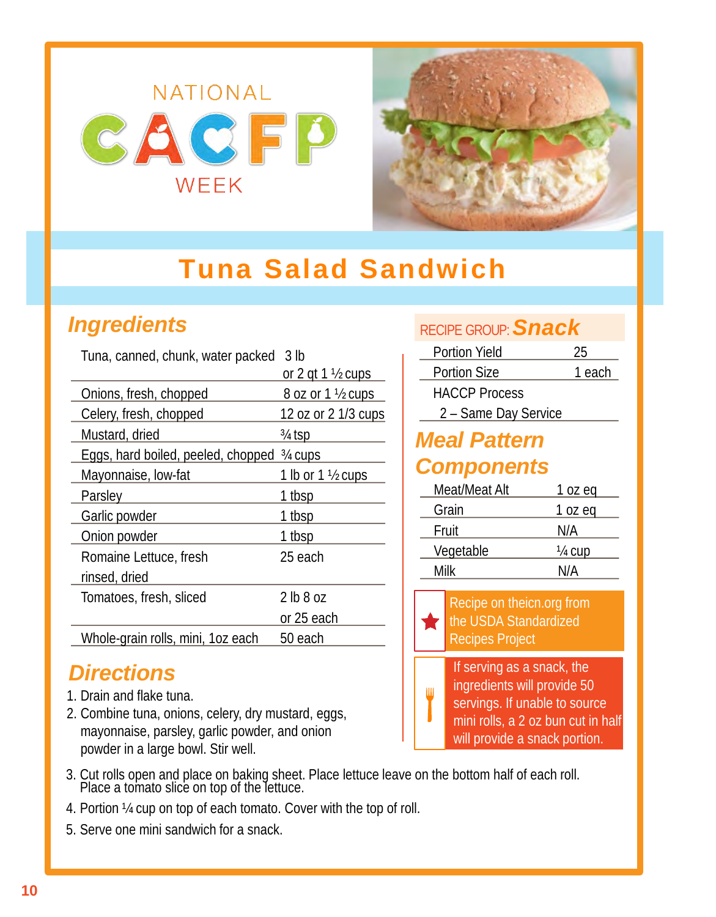NATIONAL CACFP WEEK

# Tuna Salad Sandwich

## Ingredients

| | |
|---|---|
| Tuna, canned, chunk, water packed | 3 lb or 2 qt 1 ½ cups |
| Onions, fresh, chopped | 8 oz or 1 ½ cups |
| Celery, fresh, chopped | 12 oz or 2 1/3 cups |
| Mustard, dried | ¾ tsp |
| Eggs, hard boiled, peeled, chopped | ¾ cups |
| Mayonnaise, low-fat | 1 lb or 1 ½ cups |
| Parsley | 1 tbsp |
| Garlic powder | 1 tbsp |
| Onion powder | 1 tbsp |
| Romaine Lettuce, fresh rinsed, dried | 25 each |
| Tomatoes, fresh, sliced | 2 lb 8 oz or 25 each |
| Whole-grain rolls, mini, 1oz each | 50 each |

## Directions

1. Drain and flake tuna.
2. Combine tuna, onions, celery, dry mustard, eggs, mayonnaise, parsley, garlic powder, and onion powder in a large bowl. Stir well.
3. Cut rolls open and place on baking sheet. Place lettuce leave on the bottom half of each roll. Place a tomato slice on top of the lettuce.
4. Portion ¼ cup on top of each tomato. Cover with the top of roll.
5. Serve one mini sandwich for a snack.

RECIPE GROUP: ***Snack***

| | |
|---|---|
| Portion Yield | 25 |
| Portion Size | 1 each |
| HACCP Process 2 – Same Day Service | |

## Meal Pattern Components

| | |
|---|---|
| Meat/Meat Alt | 1 oz eq |
| Grain | 1 oz eq |
| Fruit | N/A |
| Vegetable | ¼ cup |
| Milk | N/A |

Recipe on theicn.org from the USDA Standardized Recipes Project

If serving as a snack, the ingredients will provide 50 servings. If unable to source mini rolls, a 2 oz bun cut in half will provide a snack portion.